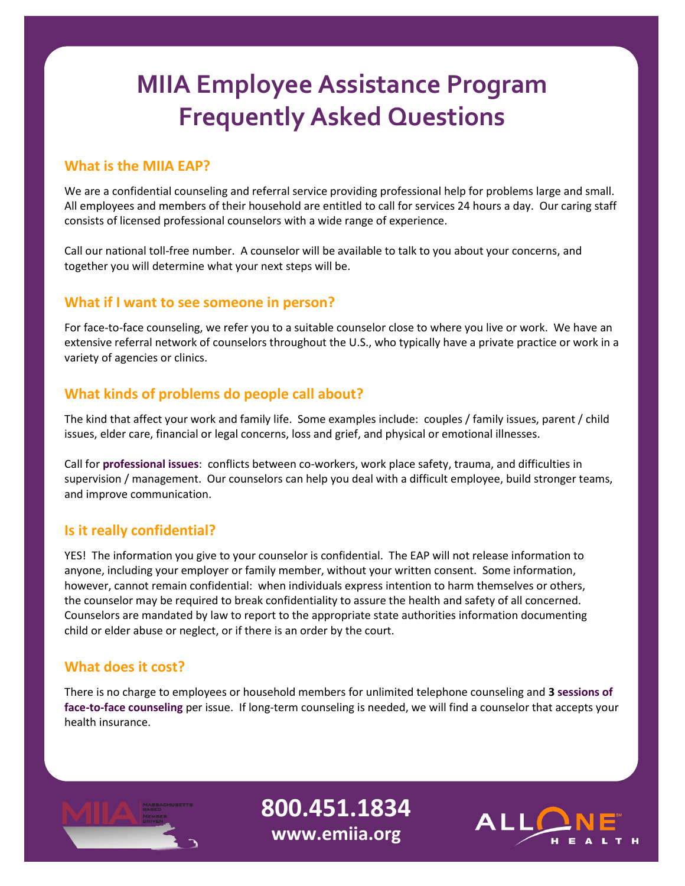# MIIA Employee Assistance Program Frequently Asked Questions

## What is the MIIA EAP?

We are a confidential counseling and referral service providing professional help for problems large and small. All employees and members of their household are entitled to call for services 24 hours a day. Our caring staff consists of licensed professional counselors with a wide range of experience.

Call our national toll-free number. A counselor will be available to talk to you about your concerns, and together you will determine what your next steps will be.

## What if I want to see someone in person?

For face-to-face counseling, we refer you to a suitable counselor close to where you live or work. We have an extensive referral network of counselors throughout the U.S., who typically have a private practice or work in a variety of agencies or clinics.

## What kinds of problems do people call about?

The kind that affect your work and family life. Some examples include: couples / family issues, parent / child issues, elder care, financial or legal concerns, loss and grief, and physical or emotional illnesses.

Call for **professional issues**: conflicts between co-workers, work place safety, trauma, and difficulties in supervision / management. Our counselors can help you deal with a difficult employee, build stronger teams, and improve communication.

## Is it really confidential?

YES! The information you give to your counselor is confidential. The EAP will not release information to anyone, including your employer or family member, without your written consent. Some information, however, cannot remain confidential: when individuals express intention to harm themselves or others, the counselor may be required to break confidentiality to assure the health and safety of all concerned. Counselors are mandated by law to report to the appropriate state authorities information documenting child or elder abuse or neglect, or if there is an order by the court.

## What does it cost?

There is no charge to employees or household members for unlimited telephone counseling and **3 sessions of face-to-face counseling** per issue. If long-term counseling is needed, we will find a counselor that accepts your health insurance.

MIIA Massachusetts Based Member Driven

**800.451.1834**
**www.emiia.org**

ALLONE HEALTH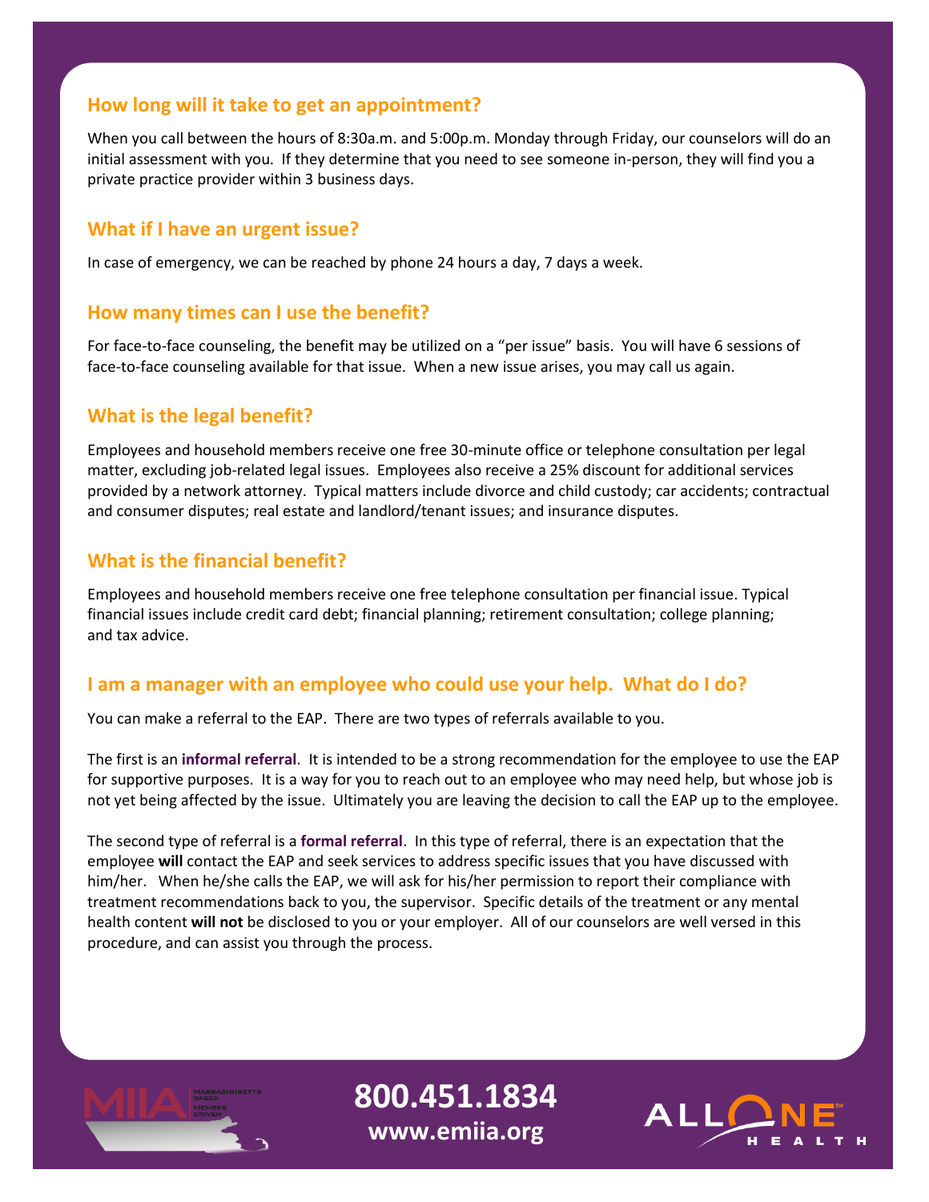## How long will it take to get an appointment?

When you call between the hours of 8:30a.m. and 5:00p.m. Monday through Friday, our counselors will do an initial assessment with you. If they determine that you need to see someone in-person, they will find you a private practice provider within 3 business days.

## What if I have an urgent issue?

In case of emergency, we can be reached by phone 24 hours a day, 7 days a week.

## How many times can I use the benefit?

For face-to-face counseling, the benefit may be utilized on a "per issue" basis. You will have 6 sessions of face-to-face counseling available for that issue. When a new issue arises, you may call us again.

## What is the legal benefit?

Employees and household members receive one free 30-minute office or telephone consultation per legal matter, excluding job-related legal issues. Employees also receive a 25% discount for additional services provided by a network attorney. Typical matters include divorce and child custody; car accidents; contractual and consumer disputes; real estate and landlord/tenant issues; and insurance disputes.

## What is the financial benefit?

Employees and household members receive one free telephone consultation per financial issue. Typical financial issues include credit card debt; financial planning; retirement consultation; college planning; and tax advice.

## I am a manager with an employee who could use your help. What do I do?

You can make a referral to the EAP. There are two types of referrals available to you.

The first is an **informal referral**. It is intended to be a strong recommendation for the employee to use the EAP for supportive purposes. It is a way for you to reach out to an employee who may need help, but whose job is not yet being affected by the issue. Ultimately you are leaving the decision to call the EAP up to the employee.

The second type of referral is a **formal referral**. In this type of referral, there is an expectation that the employee **will** contact the EAP and seek services to address specific issues that you have discussed with him/her. When he/she calls the EAP, we will ask for his/her permission to report their compliance with treatment recommendations back to you, the supervisor. Specific details of the treatment or any mental health content **will not** be disclosed to you or your employer. All of our counselors are well versed in this procedure, and can assist you through the process.

MIIA Massachusetts Based Member Driven

**800.451.1834**
**www.emiia.org**

ALLONE HEALTH